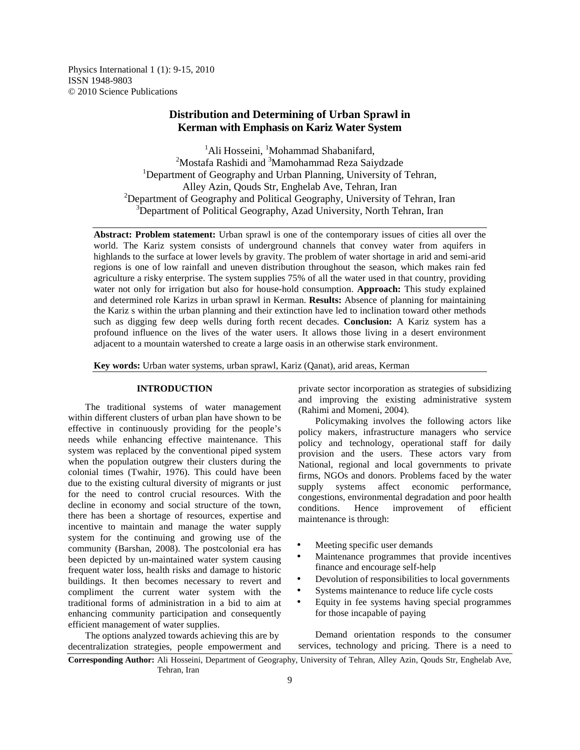# Distribution and Determining of Urban Sprawl in Kerman with Emphasis on Kariz Water System

[1]Ali Hosseini, [1]Mohammad Shabanifard, [2]Mostafa Rashidi and [3]Mamohammad Reza Saiydzade

[1]Department of Geography and Urban Planning, University of Tehran, Alley Azin, Qouds Str, Enghelab Ave, Tehran, Iran

[2]Department of Geography and Political Geography, University of Tehran, Iran

[3]Department of Political Geography, Azad University, North Tehran, Iran

**Abstract: Problem statement:** Urban sprawl is one of the contemporary issues of cities all over the world. The Kariz system consists of underground channels that convey water from aquifers in highlands to the surface at lower levels by gravity. The problem of water shortage in arid and semi-arid regions is one of low rainfall and uneven distribution throughout the season, which makes rain fed agriculture a risky enterprise. The system supplies 75% of all the water used in that country, providing water not only for irrigation but also for house-hold consumption. **Approach:** This study explained and determined role Karizs in urban sprawl in Kerman. **Results:** Absence of planning for maintaining the Kariz s within the urban planning and their extinction have led to inclination toward other methods such as digging few deep wells during forth recent decades. **Conclusion:** A Kariz system has a profound influence on the lives of the water users. It allows those living in a desert environment adjacent to a mountain watershed to create a large oasis in an otherwise stark environment.

**Key words:** Urban water systems, urban sprawl, Kariz (Qanat), arid areas, Kerman

## INTRODUCTION

The traditional systems of water management within different clusters of urban plan have shown to be effective in continuously providing for the people's needs while enhancing effective maintenance. This system was replaced by the conventional piped system when the population outgrew their clusters during the colonial times (Twahir, 1976). This could have been due to the existing cultural diversity of migrants or just for the need to control crucial resources. With the decline in economy and social structure of the town, there has been a shortage of resources, expertise and incentive to maintain and manage the water supply system for the continuing and growing use of the community (Barshan, 2008). The postcolonial era has been depicted by un-maintained water system causing frequent water loss, health risks and damage to historic buildings. It then becomes necessary to revert and compliment the current water system with the traditional forms of administration in a bid to aim at enhancing community participation and consequently efficient management of water supplies.

The options analyzed towards achieving this are by decentralization strategies, people empowerment and private sector incorporation as strategies of subsidizing and improving the existing administrative system (Rahimi and Momeni, 2004).

Policymaking involves the following actors like policy makers, infrastructure managers who service policy and technology, operational staff for daily provision and the users. These actors vary from National, regional and local governments to private firms, NGOs and donors. Problems faced by the water supply systems affect economic performance, congestions, environmental degradation and poor health conditions. Hence improvement of efficient maintenance is through:

- Meeting specific user demands
- Maintenance programmes that provide incentives finance and encourage self-help
- Devolution of responsibilities to local governments
- Systems maintenance to reduce life cycle costs
- Equity in fee systems having special programmes for those incapable of paying

Demand orientation responds to the consumer services, technology and pricing. There is a need to

**Corresponding Author:** Ali Hosseini, Department of Geography, University of Tehran, Alley Azin, Qouds Str, Enghelab Ave, Tehran, Iran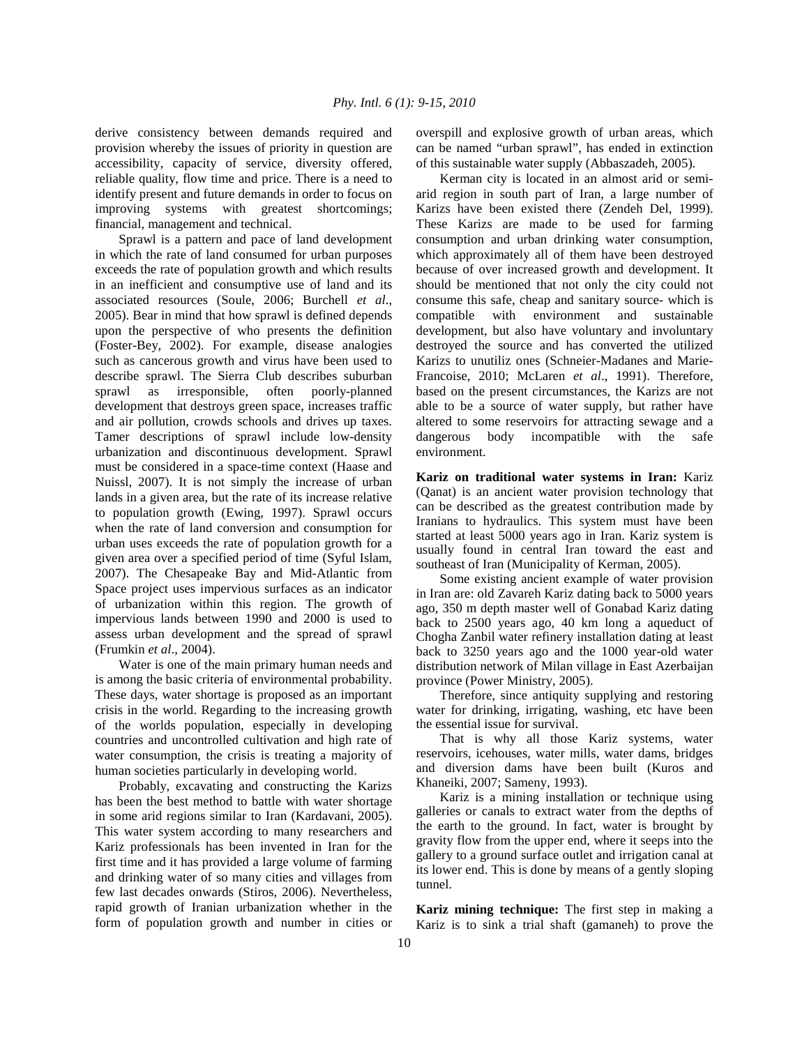derive consistency between demands required and provision whereby the issues of priority in question are accessibility, capacity of service, diversity offered, reliable quality, flow time and price. There is a need to identify present and future demands in order to focus on improving systems with greatest shortcomings; financial, management and technical.

Sprawl is a pattern and pace of land development in which the rate of land consumed for urban purposes exceeds the rate of population growth and which results in an inefficient and consumptive use of land and its associated resources (Soule, 2006; Burchell *et al*., 2005). Bear in mind that how sprawl is defined depends upon the perspective of who presents the definition (Foster-Bey, 2002). For example, disease analogies such as cancerous growth and virus have been used to describe sprawl. The Sierra Club describes suburban sprawl as irresponsible, often poorly-planned development that destroys green space, increases traffic and air pollution, crowds schools and drives up taxes. Tamer descriptions of sprawl include low-density urbanization and discontinuous development. Sprawl must be considered in a space-time context (Haase and Nuissl, 2007). It is not simply the increase of urban lands in a given area, but the rate of its increase relative to population growth (Ewing, 1997). Sprawl occurs when the rate of land conversion and consumption for urban uses exceeds the rate of population growth for a given area over a specified period of time (Syful Islam, 2007). The Chesapeake Bay and Mid-Atlantic from Space project uses impervious surfaces as an indicator of urbanization within this region. The growth of impervious lands between 1990 and 2000 is used to assess urban development and the spread of sprawl (Frumkin *et al*., 2004).

Water is one of the main primary human needs and is among the basic criteria of environmental probability. These days, water shortage is proposed as an important crisis in the world. Regarding to the increasing growth of the worlds population, especially in developing countries and uncontrolled cultivation and high rate of water consumption, the crisis is treating a majority of human societies particularly in developing world.

Probably, excavating and constructing the Karizs has been the best method to battle with water shortage in some arid regions similar to Iran (Kardavani, 2005). This water system according to many researchers and Kariz professionals has been invented in Iran for the first time and it has provided a large volume of farming and drinking water of so many cities and villages from few last decades onwards (Stiros, 2006). Nevertheless, rapid growth of Iranian urbanization whether in the form of population growth and number in cities or overspill and explosive growth of urban areas, which can be named "urban sprawl", has ended in extinction of this sustainable water supply (Abbaszadeh, 2005).

Kerman city is located in an almost arid or semi-arid region in south part of Iran, a large number of Karizs have been existed there (Zendeh Del, 1999). These Karizs are made to be used for farming consumption and urban drinking water consumption, which approximately all of them have been destroyed because of over increased growth and development. It should be mentioned that not only the city could not consume this safe, cheap and sanitary source- which is compatible with environment and sustainable development, but also have voluntary and involuntary destroyed the source and has converted the utilized Karizs to unutiliz ones (Schneier-Madanes and Marie-Francoise, 2010; McLaren *et al*., 1991). Therefore, based on the present circumstances, the Karizs are not able to be a source of water supply, but rather have altered to some reservoirs for attracting sewage and a dangerous body incompatible with the safe environment.

**Kariz on traditional water systems in Iran:** Kariz (Qanat) is an ancient water provision technology that can be described as the greatest contribution made by Iranians to hydraulics. This system must have been started at least 5000 years ago in Iran. Kariz system is usually found in central Iran toward the east and southeast of Iran (Municipality of Kerman, 2005).

Some existing ancient example of water provision in Iran are: old Zavareh Kariz dating back to 5000 years ago, 350 m depth master well of Gonabad Kariz dating back to 2500 years ago, 40 km long a aqueduct of Chogha Zanbil water refinery installation dating at least back to 3250 years ago and the 1000 year-old water distribution network of Milan village in East Azerbaijan province (Power Ministry, 2005).

Therefore, since antiquity supplying and restoring water for drinking, irrigating, washing, etc have been the essential issue for survival.

That is why all those Kariz systems, water reservoirs, icehouses, water mills, water dams, bridges and diversion dams have been built (Kuros and Khaneiki, 2007; Sameny, 1993).

Kariz is a mining installation or technique using galleries or canals to extract water from the depths of the earth to the ground. In fact, water is brought by gravity flow from the upper end, where it seeps into the gallery to a ground surface outlet and irrigation canal at its lower end. This is done by means of a gently sloping tunnel.

**Kariz mining technique:** The first step in making a Kariz is to sink a trial shaft (gamaneh) to prove the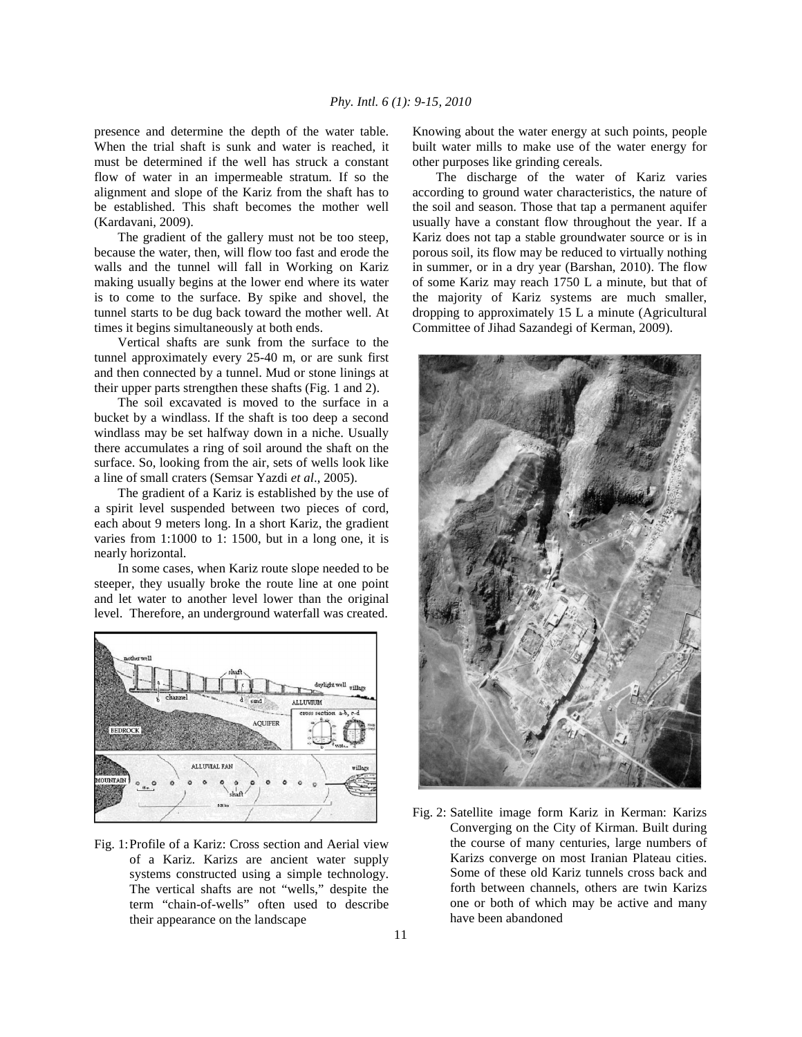presence and determine the depth of the water table. When the trial shaft is sunk and water is reached, it must be determined if the well has struck a constant flow of water in an impermeable stratum. If so the alignment and slope of the Kariz from the shaft has to be established. This shaft becomes the mother well (Kardavani, 2009).

The gradient of the gallery must not be too steep, because the water, then, will flow too fast and erode the walls and the tunnel will fall in Working on Kariz making usually begins at the lower end where its water is to come to the surface. By spike and shovel, the tunnel starts to be dug back toward the mother well. At times it begins simultaneously at both ends.

Vertical shafts are sunk from the surface to the tunnel approximately every 25-40 m, or are sunk first and then connected by a tunnel. Mud or stone linings at their upper parts strengthen these shafts (Fig. 1 and 2).

The soil excavated is moved to the surface in a bucket by a windlass. If the shaft is too deep a second windlass may be set halfway down in a niche. Usually there accumulates a ring of soil around the shaft on the surface. So, looking from the air, sets of wells look like a line of small craters (Semsar Yazdi *et al*., 2005).

The gradient of a Kariz is established by the use of a spirit level suspended between two pieces of cord, each about 9 meters long. In a short Kariz, the gradient varies from 1:1000 to 1: 1500, but in a long one, it is nearly horizontal.

In some cases, when Kariz route slope needed to be steeper, they usually broke the route line at one point and let water to another level lower than the original level. Therefore, an underground waterfall was created.

Fig. 1: Profile of a Kariz: Cross section and Aerial view of a Kariz. Karizs are ancient water supply systems constructed using a simple technology. The vertical shafts are not "wells," despite the term "chain-of-wells" often used to describe their appearance on the landscape

Knowing about the water energy at such points, people built water mills to make use of the water energy for other purposes like grinding cereals.

The discharge of the water of Kariz varies according to ground water characteristics, the nature of the soil and season. Those that tap a permanent aquifer usually have a constant flow throughout the year. If a Kariz does not tap a stable groundwater source or is in porous soil, its flow may be reduced to virtually nothing in summer, or in a dry year (Barshan, 2010). The flow of some Kariz may reach 1750 L a minute, but that of the majority of Kariz systems are much smaller, dropping to approximately 15 L a minute (Agricultural Committee of Jihad Sazandegi of Kerman, 2009).

Fig. 2: Satellite image form Kariz in Kerman: Karizs Converging on the City of Kirman. Built during the course of many centuries, large numbers of Karizs converge on most Iranian Plateau cities. Some of these old Kariz tunnels cross back and forth between channels, others are twin Karizs one or both of which may be active and many have been abandoned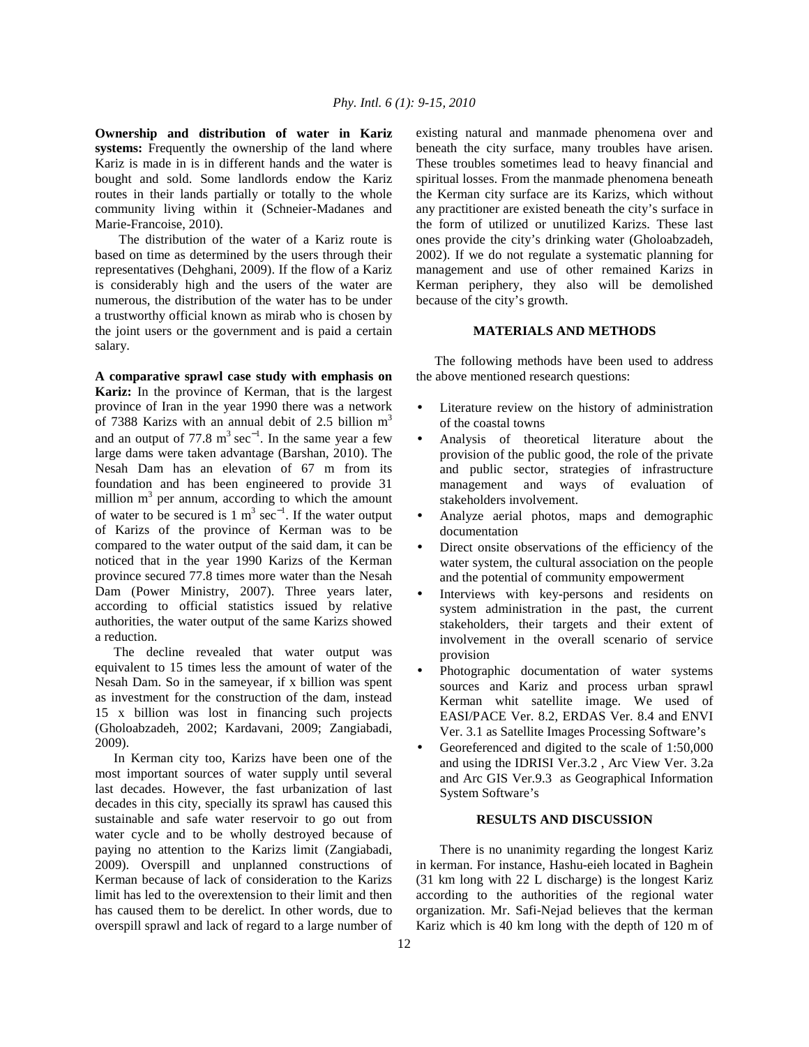**Ownership and distribution of water in Kariz systems:** Frequently the ownership of the land where Kariz is made in is in different hands and the water is bought and sold. Some landlords endow the Kariz routes in their lands partially or totally to the whole community living within it (Schneier-Madanes and Marie-Francoise, 2010).

The distribution of the water of a Kariz route is based on time as determined by the users through their representatives (Dehghani, 2009). If the flow of a Kariz is considerably high and the users of the water are numerous, the distribution of the water has to be under a trustworthy official known as mirab who is chosen by the joint users or the government and is paid a certain salary.

**A comparative sprawl case study with emphasis on Kariz:** In the province of Kerman, that is the largest province of Iran in the year 1990 there was a network of 7388 Karizs with an annual debit of 2.5 billion $m^3$ and an output of 77.8 $m^3 sec^{-1}$. In the same year a few large dams were taken advantage (Barshan, 2010). The Nesah Dam has an elevation of 67 m from its foundation and has been engineered to provide 31 million $m^3$ per annum, according to which the amount of water to be secured is 1 $m^3 sec^{-1}$. If the water output of Karizs of the province of Kerman was to be compared to the water output of the said dam, it can be noticed that in the year 1990 Karizs of the Kerman province secured 77.8 times more water than the Nesah Dam (Power Ministry, 2007). Three years later, according to official statistics issued by relative authorities, the water output of the same Karizs showed a reduction.

The decline revealed that water output was equivalent to 15 times less the amount of water of the Nesah Dam. So in the sameyear, if x billion was spent as investment for the construction of the dam, instead 15 x billion was lost in financing such projects (Gholoabzadeh, 2002; Kardavani, 2009; Zangiabadi, 2009).

In Kerman city too, Karizs have been one of the most important sources of water supply until several last decades. However, the fast urbanization of last decades in this city, specially its sprawl has caused this sustainable and safe water reservoir to go out from water cycle and to be wholly destroyed because of paying no attention to the Karizs limit (Zangiabadi, 2009). Overspill and unplanned constructions of Kerman because of lack of consideration to the Karizs limit has led to the overextension to their limit and then has caused them to be derelict. In other words, due to overspill sprawl and lack of regard to a large number of existing natural and manmade phenomena over and beneath the city surface, many troubles have arisen. These troubles sometimes lead to heavy financial and spiritual losses. From the manmade phenomena beneath the Kerman city surface are its Karizs, which without any practitioner are existed beneath the city's surface in the form of utilized or unutilized Karizs. These last ones provide the city's drinking water (Gholoabzadeh, 2002). If we do not regulate a systematic planning for management and use of other remained Karizs in Kerman periphery, they also will be demolished because of the city's growth.

## MATERIALS AND METHODS

The following methods have been used to address the above mentioned research questions:

- Literature review on the history of administration of the coastal towns
- Analysis of theoretical literature about the provision of the public good, the role of the private and public sector, strategies of infrastructure management and ways of evaluation of stakeholders involvement.
- Analyze aerial photos, maps and demographic documentation
- Direct onsite observations of the efficiency of the water system, the cultural association on the people and the potential of community empowerment
- Interviews with key-persons and residents on system administration in the past, the current stakeholders, their targets and their extent of involvement in the overall scenario of service provision
- Photographic documentation of water systems sources and Kariz and process urban sprawl Kerman whit satellite image. We used of EASI/PACE Ver. 8.2, ERDAS Ver. 8.4 and ENVI Ver. 3.1 as Satellite Images Processing Software's
- Georeferenced and digited to the scale of 1:50,000 and using the IDRISI Ver.3.2 , Arc View Ver. 3.2a and Arc GIS Ver.9.3 as Geographical Information System Software's

## RESULTS AND DISCUSSION

There is no unanimity regarding the longest Kariz in kerman. For instance, Hashu-eieh located in Baghein (31 km long with 22 L discharge) is the longest Kariz according to the authorities of the regional water organization. Mr. Safi-Nejad believes that the kerman Kariz which is 40 km long with the depth of 120 m of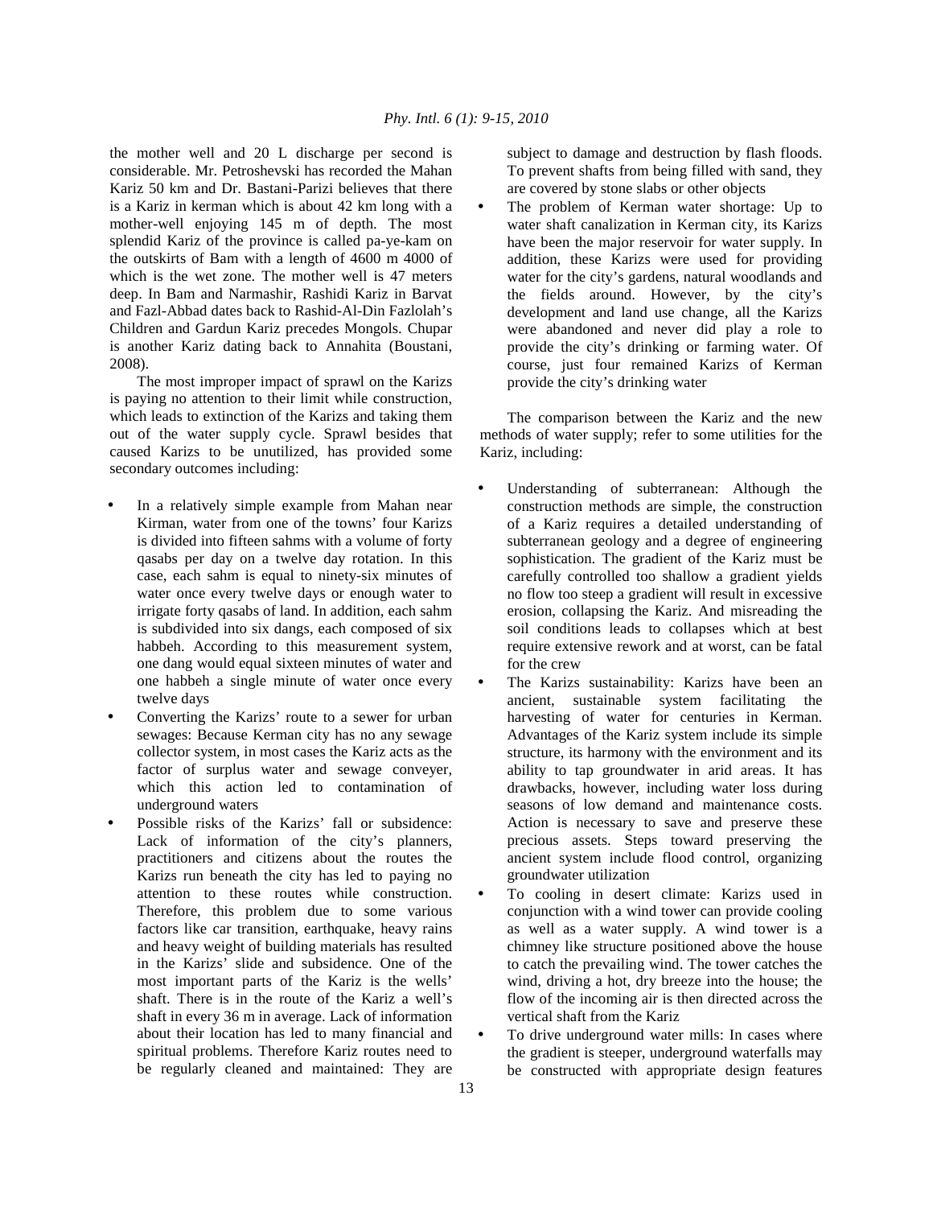the mother well and 20 L discharge per second is considerable. Mr. Petroshevski has recorded the Mahan Kariz 50 km and Dr. Bastani-Parizi believes that there is a Kariz in kerman which is about 42 km long with a mother-well enjoying 145 m of depth. The most splendid Kariz of the province is called pa-ye-kam on the outskirts of Bam with a length of 4600 m 4000 of which is the wet zone. The mother well is 47 meters deep. In Bam and Narmashir, Rashidi Kariz in Barvat and Fazl-Abbad dates back to Rashid-Al-Din Fazlolah's Children and Gardun Kariz precedes Mongols. Chupar is another Kariz dating back to Annahita (Boustani, 2008).

The most improper impact of sprawl on the Karizs is paying no attention to their limit while construction, which leads to extinction of the Karizs and taking them out of the water supply cycle. Sprawl besides that caused Karizs to be unutilized, has provided some secondary outcomes including:

- In a relatively simple example from Mahan near Kirman, water from one of the towns' four Karizs is divided into fifteen sahms with a volume of forty qasabs per day on a twelve day rotation. In this case, each sahm is equal to ninety-six minutes of water once every twelve days or enough water to irrigate forty qasabs of land. In addition, each sahm is subdivided into six dangs, each composed of six habbeh. According to this measurement system, one dang would equal sixteen minutes of water and one habbeh a single minute of water once every twelve days
- Converting the Karizs' route to a sewer for urban sewages: Because Kerman city has no any sewage collector system, in most cases the Kariz acts as the factor of surplus water and sewage conveyer, which this action led to contamination of underground waters
- Possible risks of the Karizs' fall or subsidence: Lack of information of the city's planners, practitioners and citizens about the routes the Karizs run beneath the city has led to paying no attention to these routes while construction. Therefore, this problem due to some various factors like car transition, earthquake, heavy rains and heavy weight of building materials has resulted in the Karizs' slide and subsidence. One of the most important parts of the Kariz is the wells' shaft. There is in the route of the Kariz a well's shaft in every 36 m in average. Lack of information about their location has led to many financial and spiritual problems. Therefore Kariz routes need to be regularly cleaned and maintained: They are subject to damage and destruction by flash floods. To prevent shafts from being filled with sand, they are covered by stone slabs or other objects
- The problem of Kerman water shortage: Up to water shaft canalization in Kerman city, its Karizs have been the major reservoir for water supply. In addition, these Karizs were used for providing water for the city's gardens, natural woodlands and the fields around. However, by the city's development and land use change, all the Karizs were abandoned and never did play a role to provide the city's drinking or farming water. Of course, just four remained Karizs of Kerman provide the city's drinking water

The comparison between the Kariz and the new methods of water supply; refer to some utilities for the Kariz, including:

- Understanding of subterranean: Although the construction methods are simple, the construction of a Kariz requires a detailed understanding of subterranean geology and a degree of engineering sophistication. The gradient of the Kariz must be carefully controlled too shallow a gradient yields no flow too steep a gradient will result in excessive erosion, collapsing the Kariz. And misreading the soil conditions leads to collapses which at best require extensive rework and at worst, can be fatal for the crew
- The Karizs sustainability: Karizs have been an ancient, sustainable system facilitating the harvesting of water for centuries in Kerman. Advantages of the Kariz system include its simple structure, its harmony with the environment and its ability to tap groundwater in arid areas. It has drawbacks, however, including water loss during seasons of low demand and maintenance costs. Action is necessary to save and preserve these precious assets. Steps toward preserving the ancient system include flood control, organizing groundwater utilization
- To cooling in desert climate: Karizs used in conjunction with a wind tower can provide cooling as well as a water supply. A wind tower is a chimney like structure positioned above the house to catch the prevailing wind. The tower catches the wind, driving a hot, dry breeze into the house; the flow of the incoming air is then directed across the vertical shaft from the Kariz
- To drive underground water mills: In cases where the gradient is steeper, underground waterfalls may be constructed with appropriate design features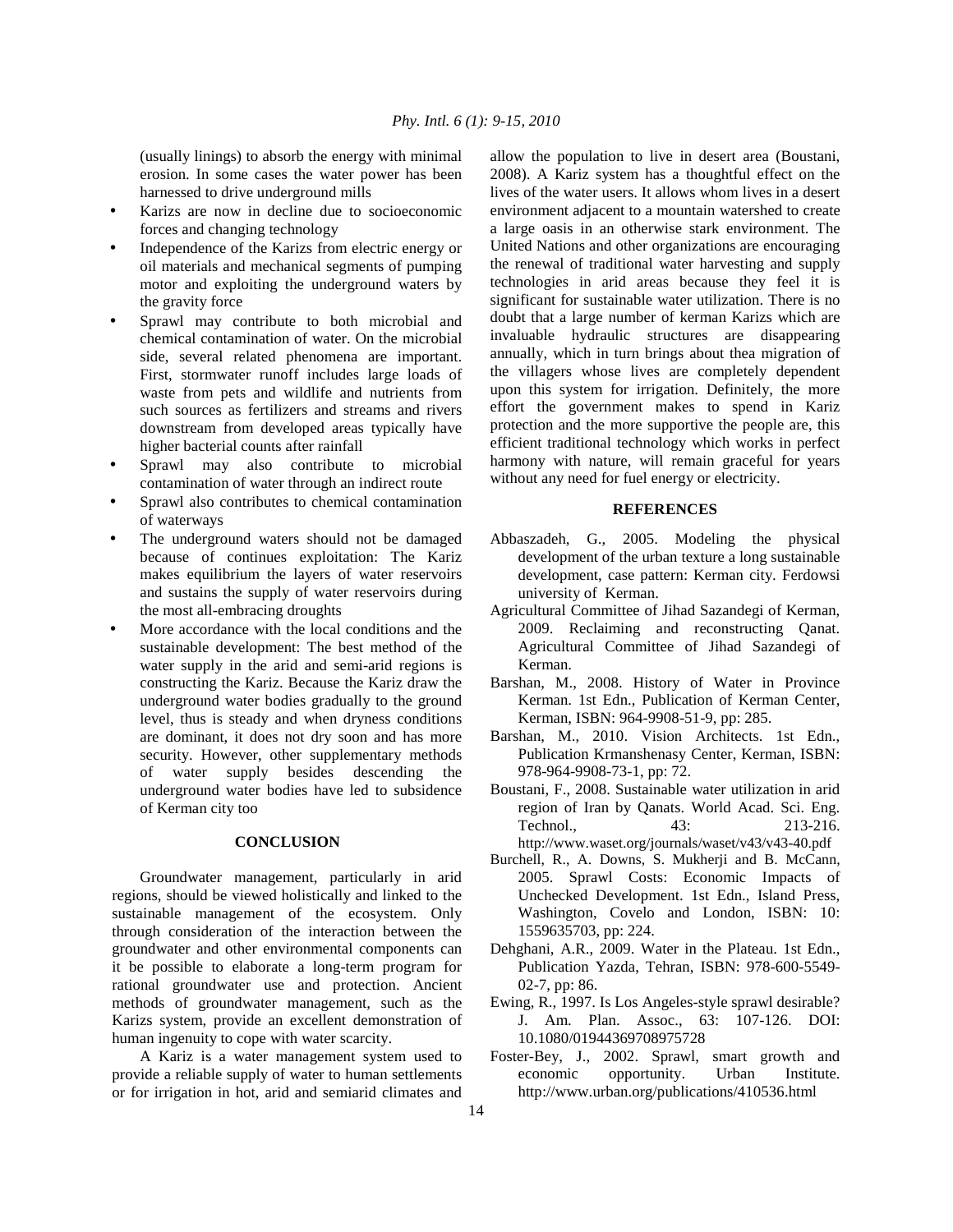(usually linings) to absorb the energy with minimal erosion. In some cases the water power has been harnessed to drive underground mills

- Karizs are now in decline due to socioeconomic forces and changing technology
- Independence of the Karizs from electric energy or oil materials and mechanical segments of pumping motor and exploiting the underground waters by the gravity force
- Sprawl may contribute to both microbial and chemical contamination of water. On the microbial side, several related phenomena are important. First, stormwater runoff includes large loads of waste from pets and wildlife and nutrients from such sources as fertilizers and streams and rivers downstream from developed areas typically have higher bacterial counts after rainfall
- Sprawl may also contribute to microbial contamination of water through an indirect route
- Sprawl also contributes to chemical contamination of waterways
- The underground waters should not be damaged because of continues exploitation: The Kariz makes equilibrium the layers of water reservoirs and sustains the supply of water reservoirs during the most all-embracing droughts
- More accordance with the local conditions and the sustainable development: The best method of the water supply in the arid and semi-arid regions is constructing the Kariz. Because the Kariz draw the underground water bodies gradually to the ground level, thus is steady and when dryness conditions are dominant, it does not dry soon and has more security. However, other supplementary methods of water supply besides descending the underground water bodies have led to subsidence of Kerman city too

## CONCLUSION

Groundwater management, particularly in arid regions, should be viewed holistically and linked to the sustainable management of the ecosystem. Only through consideration of the interaction between the groundwater and other environmental components can it be possible to elaborate a long-term program for rational groundwater use and protection. Ancient methods of groundwater management, such as the Karizs system, provide an excellent demonstration of human ingenuity to cope with water scarcity.

A Kariz is a water management system used to provide a reliable supply of water to human settlements or for irrigation in hot, arid and semiarid climates and allow the population to live in desert area (Boustani, 2008). A Kariz system has a thoughtful effect on the lives of the water users. It allows whom lives in a desert environment adjacent to a mountain watershed to create a large oasis in an otherwise stark environment. The United Nations and other organizations are encouraging the renewal of traditional water harvesting and supply technologies in arid areas because they feel it is significant for sustainable water utilization. There is no doubt that a large number of kerman Karizs which are invaluable hydraulic structures are disappearing annually, which in turn brings about thea migration of the villagers whose lives are completely dependent upon this system for irrigation. Definitely, the more effort the government makes to spend in Kariz protection and the more supportive the people are, this efficient traditional technology which works in perfect harmony with nature, will remain graceful for years without any need for fuel energy or electricity.

## REFERENCES

Abbaszadeh, G., 2005. Modeling the physical development of the urban texture a long sustainable development, case pattern: Kerman city. Ferdowsi university of Kerman.

Agricultural Committee of Jihad Sazandegi of Kerman, 2009. Reclaiming and reconstructing Qanat. Agricultural Committee of Jihad Sazandegi of Kerman.

Barshan, M., 2008. History of Water in Province Kerman. 1st Edn., Publication of Kerman Center, Kerman, ISBN: 964-9908-51-9, pp: 285.

Barshan, M., 2010. Vision Architects. 1st Edn., Publication Krmanshenasy Center, Kerman, ISBN: 978-964-9908-73-1, pp: 72.

Boustani, F., 2008. Sustainable water utilization in arid region of Iran by Qanats. World Acad. Sci. Eng. Technol., 43: 213-216. http://www.waset.org/journals/waset/v43/v43-40.pdf

Burchell, R., A. Downs, S. Mukherji and B. McCann, 2005. Sprawl Costs: Economic Impacts of Unchecked Development. 1st Edn., Island Press, Washington, Covelo and London, ISBN: 10: 1559635703, pp: 224.

Dehghani, A.R., 2009. Water in the Plateau. 1st Edn., Publication Yazda, Tehran, ISBN: 978-600-5549-02-7, pp: 86.

Ewing, R., 1997. Is Los Angeles-style sprawl desirable? J. Am. Plan. Assoc., 63: 107-126. DOI: 10.1080/01944369708975728

Foster-Bey, J., 2002. Sprawl, smart growth and economic opportunity. Urban Institute. http://www.urban.org/publications/410536.html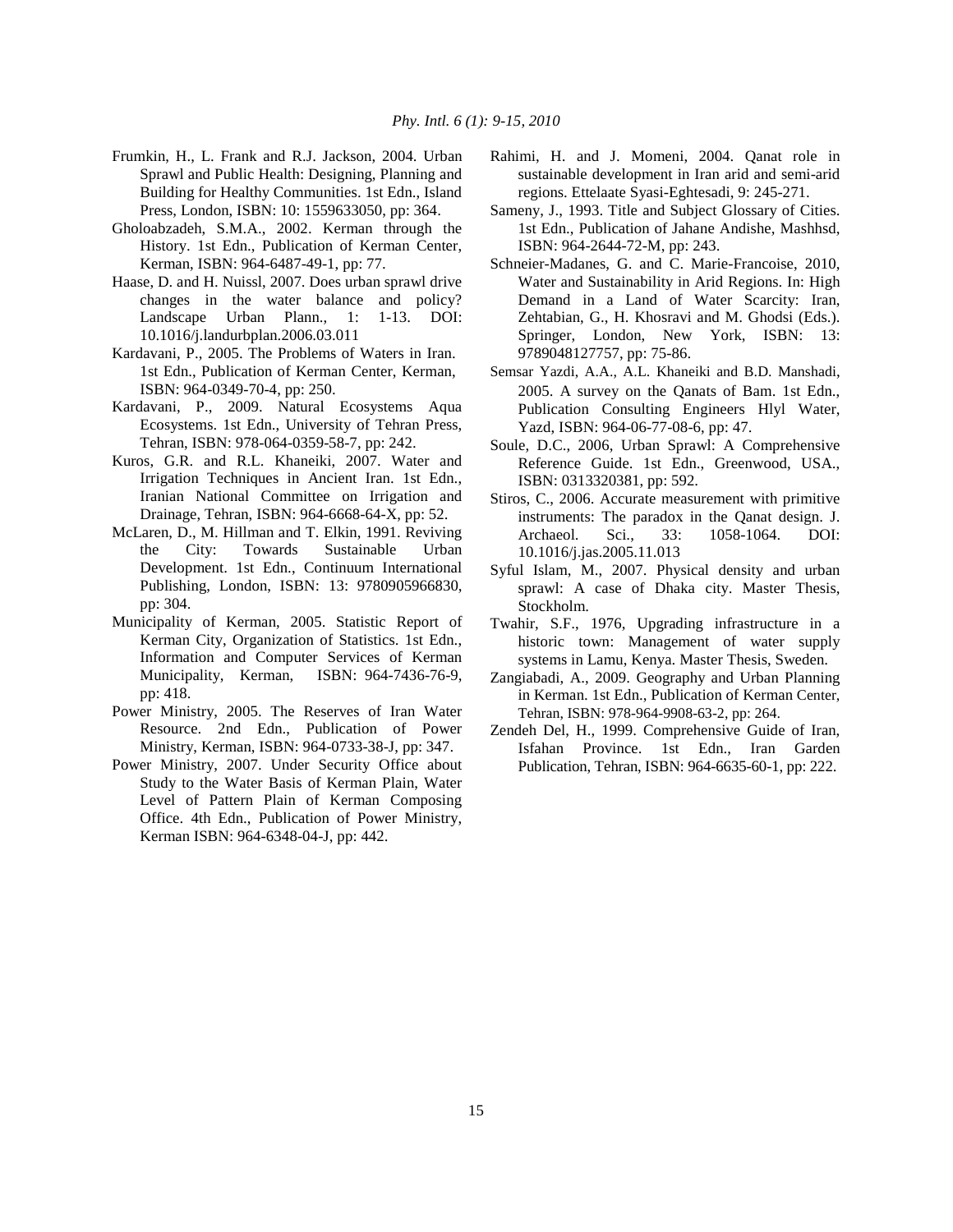Frumkin, H., L. Frank and R.J. Jackson, 2004. Urban Sprawl and Public Health: Designing, Planning and Building for Healthy Communities. 1st Edn., Island Press, London, ISBN: 10: 1559633050, pp: 364.

Gholoabzadeh, S.M.A., 2002. Kerman through the History. 1st Edn., Publication of Kerman Center, Kerman, ISBN: 964-6487-49-1, pp: 77.

Haase, D. and H. Nuissl, 2007. Does urban sprawl drive changes in the water balance and policy? Landscape Urban Plann., 1: 1-13. DOI: 10.1016/j.landurbplan.2006.03.011

Kardavani, P., 2005. The Problems of Waters in Iran. 1st Edn., Publication of Kerman Center, Kerman, ISBN: 964-0349-70-4, pp: 250.

Kardavani, P., 2009. Natural Ecosystems Aqua Ecosystems. 1st Edn., University of Tehran Press, Tehran, ISBN: 978-064-0359-58-7, pp: 242.

Kuros, G.R. and R.L. Khaneiki, 2007. Water and Irrigation Techniques in Ancient Iran. 1st Edn., Iranian National Committee on Irrigation and Drainage, Tehran, ISBN: 964-6668-64-X, pp: 52.

McLaren, D., M. Hillman and T. Elkin, 1991. Reviving the City: Towards Sustainable Urban Development. 1st Edn., Continuum International Publishing, London, ISBN: 13: 9780905966830, pp: 304.

Municipality of Kerman, 2005. Statistic Report of Kerman City, Organization of Statistics. 1st Edn., Information and Computer Services of Kerman Municipality, Kerman, ISBN: 964-7436-76-9, pp: 418.

Power Ministry, 2005. The Reserves of Iran Water Resource. 2nd Edn., Publication of Power Ministry, Kerman, ISBN: 964-0733-38-J, pp: 347.

Power Ministry, 2007. Under Security Office about Study to the Water Basis of Kerman Plain, Water Level of Pattern Plain of Kerman Composing Office. 4th Edn., Publication of Power Ministry, Kerman ISBN: 964-6348-04-J, pp: 442.

Rahimi, H. and J. Momeni, 2004. Qanat role in sustainable development in Iran arid and semi-arid regions. Ettelaate Syasi-Eghtesadi, 9: 245-271.

Sameny, J., 1993. Title and Subject Glossary of Cities. 1st Edn., Publication of Jahane Andishe, Mashhsd, ISBN: 964-2644-72-M, pp: 243.

Schneier-Madanes, G. and C. Marie-Francoise, 2010, Water and Sustainability in Arid Regions. In: High Demand in a Land of Water Scarcity: Iran, Zehtabian, G., H. Khosravi and M. Ghodsi (Eds.). Springer, London, New York, ISBN: 13: 9789048127757, pp: 75-86.

Semsar Yazdi, A.A., A.L. Khaneiki and B.D. Manshadi, 2005. A survey on the Qanats of Bam. 1st Edn., Publication Consulting Engineers Hlyl Water, Yazd, ISBN: 964-06-77-08-6, pp: 47.

Soule, D.C., 2006, Urban Sprawl: A Comprehensive Reference Guide. 1st Edn., Greenwood, USA., ISBN: 0313320381, pp: 592.

Stiros, C., 2006. Accurate measurement with primitive instruments: The paradox in the Qanat design. J. Archaeol. Sci., 33: 1058-1064. DOI: 10.1016/j.jas.2005.11.013

Syful Islam, M., 2007. Physical density and urban sprawl: A case of Dhaka city. Master Thesis, Stockholm.

Twahir, S.F., 1976, Upgrading infrastructure in a historic town: Management of water supply systems in Lamu, Kenya. Master Thesis, Sweden.

Zangiabadi, A., 2009. Geography and Urban Planning in Kerman. 1st Edn., Publication of Kerman Center, Tehran, ISBN: 978-964-9908-63-2, pp: 264.

Zendeh Del, H., 1999. Comprehensive Guide of Iran, Isfahan Province. 1st Edn., Iran Garden Publication, Tehran, ISBN: 964-6635-60-1, pp: 222.